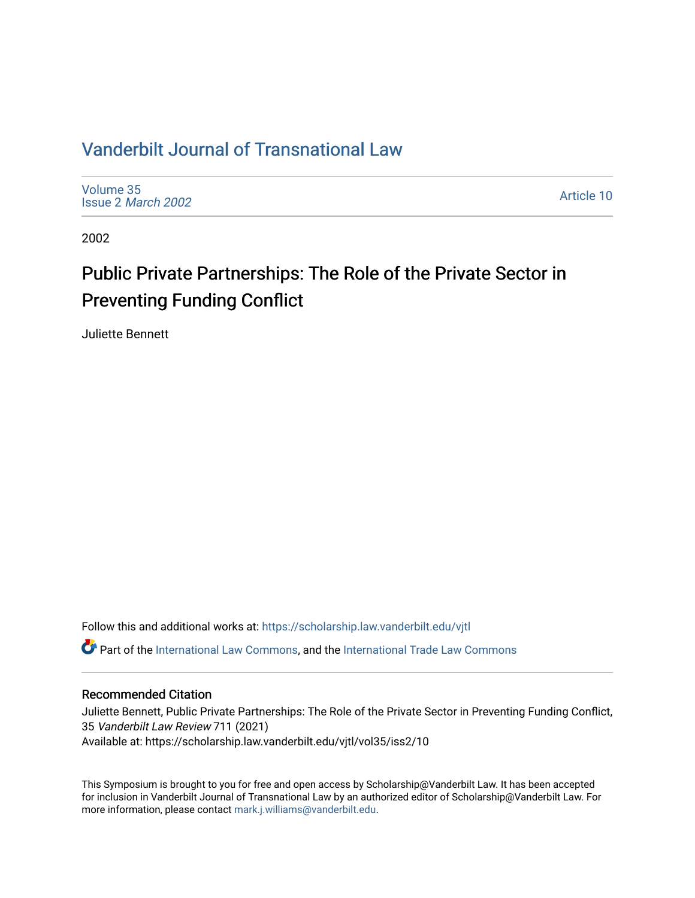# Vanderbilt Journal of Transnational Law

Volume 35
Issue 2 *March 2002*

Article 10

2002

## Public Private Partnerships: The Role of the Private Sector in Preventing Funding Conflict

Juliette Bennett

Follow this and additional works at: https://scholarship.law.vanderbilt.edu/vjtl

Part of the International Law Commons, and the International Trade Law Commons

### Recommended Citation

Juliette Bennett, Public Private Partnerships: The Role of the Private Sector in Preventing Funding Conflict, 35 *Vanderbilt Law Review* 711 (2021)
Available at: https://scholarship.law.vanderbilt.edu/vjtl/vol35/iss2/10

This Symposium is brought to you for free and open access by Scholarship@Vanderbilt Law. It has been accepted for inclusion in Vanderbilt Journal of Transnational Law by an authorized editor of Scholarship@Vanderbilt Law. For more information, please contact mark.j.williams@vanderbilt.edu.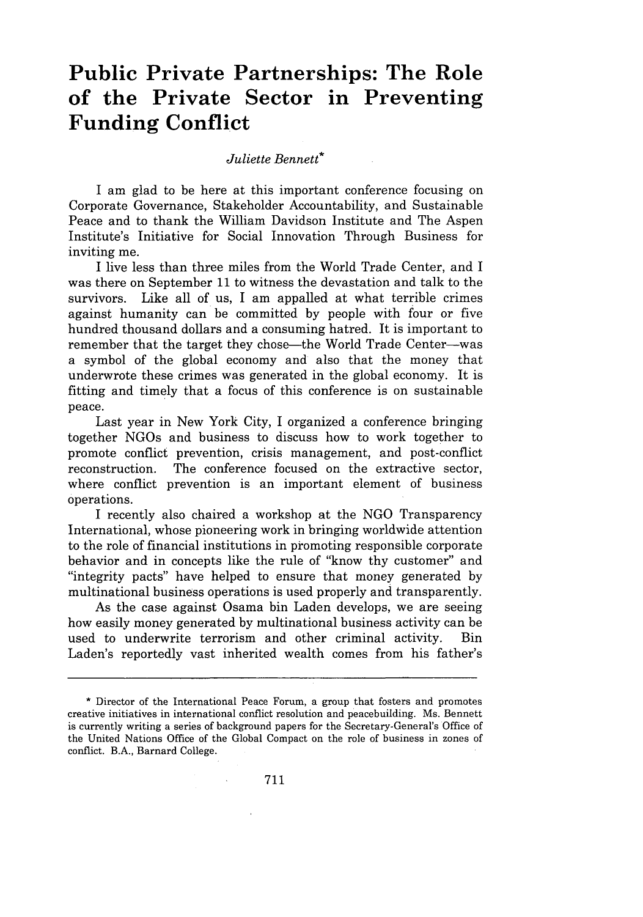# Public Private Partnerships: The Role of the Private Sector in Preventing Funding Conflict

*Juliette Bennett**

I am glad to be here at this important conference focusing on Corporate Governance, Stakeholder Accountability, and Sustainable Peace and to thank the William Davidson Institute and The Aspen Institute's Initiative for Social Innovation Through Business for inviting me.

I live less than three miles from the World Trade Center, and I was there on September 11 to witness the devastation and talk to the survivors. Like all of us, I am appalled at what terrible crimes against humanity can be committed by people with four or five hundred thousand dollars and a consuming hatred. It is important to remember that the target they chose—the World Trade Center—was a symbol of the global economy and also that the money that underwrote these crimes was generated in the global economy. It is fitting and timely that a focus of this conference is on sustainable peace.

Last year in New York City, I organized a conference bringing together NGOs and business to discuss how to work together to promote conflict prevention, crisis management, and post-conflict reconstruction. The conference focused on the extractive sector, where conflict prevention is an important element of business operations.

I recently also chaired a workshop at the NGO Transparency International, whose pioneering work in bringing worldwide attention to the role of financial institutions in promoting responsible corporate behavior and in concepts like the rule of "know thy customer" and "integrity pacts" have helped to ensure that money generated by multinational business operations is used properly and transparently.

As the case against Osama bin Laden develops, we are seeing how easily money generated by multinational business activity can be used to underwrite terrorism and other criminal activity. Bin Laden's reportedly vast inherited wealth comes from his father's

---

\* Director of the International Peace Forum, a group that fosters and promotes creative initiatives in international conflict resolution and peacebuilding. Ms. Bennett is currently writing a series of background papers for the Secretary-General's Office of the United Nations Office of the Global Compact on the role of business in zones of conflict. B.A., Barnard College.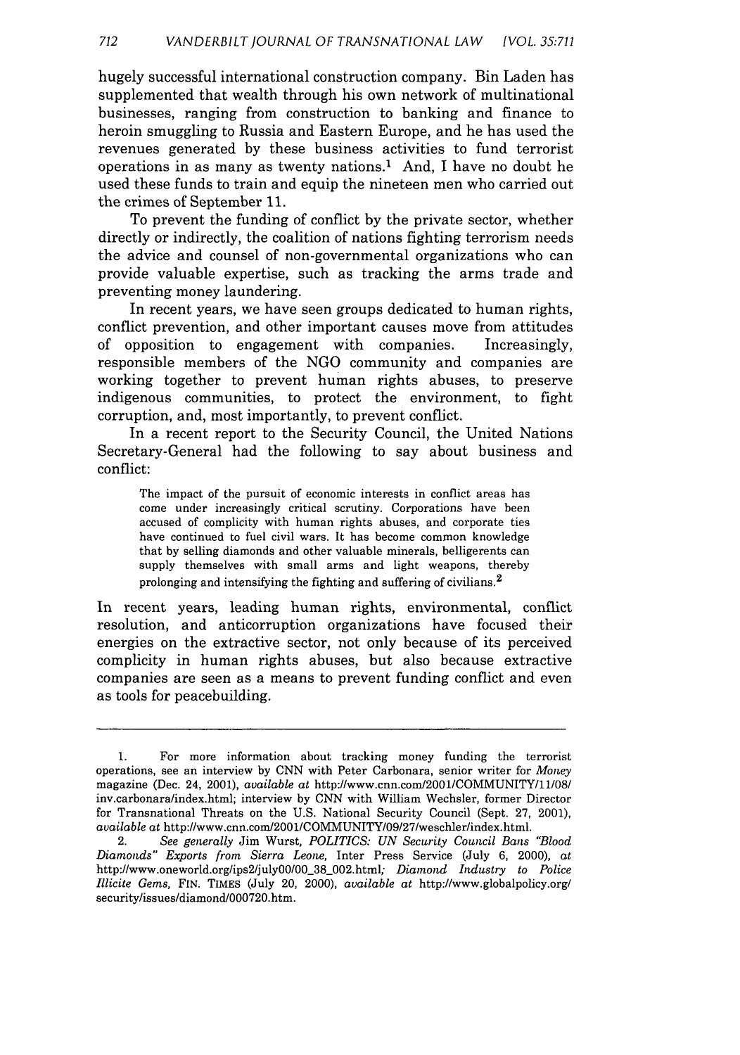hugely successful international construction company. Bin Laden has supplemented that wealth through his own network of multinational businesses, ranging from construction to banking and finance to heroin smuggling to Russia and Eastern Europe, and he has used the revenues generated by these business activities to fund terrorist operations in as many as twenty nations.[1] And, I have no doubt he used these funds to train and equip the nineteen men who carried out the crimes of September 11.

To prevent the funding of conflict by the private sector, whether directly or indirectly, the coalition of nations fighting terrorism needs the advice and counsel of non-governmental organizations who can provide valuable expertise, such as tracking the arms trade and preventing money laundering.

In recent years, we have seen groups dedicated to human rights, conflict prevention, and other important causes move from attitudes of opposition to engagement with companies. Increasingly, responsible members of the NGO community and companies are working together to prevent human rights abuses, to preserve indigenous communities, to protect the environment, to fight corruption, and, most importantly, to prevent conflict.

In a recent report to the Security Council, the United Nations Secretary-General had the following to say about business and conflict:

> The impact of the pursuit of economic interests in conflict areas has come under increasingly critical scrutiny. Corporations have been accused of complicity with human rights abuses, and corporate ties have continued to fuel civil wars. It has become common knowledge that by selling diamonds and other valuable minerals, belligerents can supply themselves with small arms and light weapons, thereby prolonging and intensifying the fighting and suffering of civilians.[2]

In recent years, leading human rights, environmental, conflict resolution, and anticorruption organizations have focused their energies on the extractive sector, not only because of its perceived complicity in human rights abuses, but also because extractive companies are seen as a means to prevent funding conflict and even as tools for peacebuilding.

---

1. For more information about tracking money funding the terrorist operations, see an interview by CNN with Peter Carbonara, senior writer for *Money* magazine (Dec. 24, 2001), *available at* http://www.cnn.com/2001/COMMUNITY/11/08/inv.carbonara/index.html; interview by CNN with William Wechsler, former Director for Transnational Threats on the U.S. National Security Council (Sept. 27, 2001), *available at* http://www.cnn.com/2001/COMMUNITY/09/27/weschler/index.html.

2. *See generally* Jim Wurst, *POLITICS: UN Security Council Bans "Blood Diamonds" Exports from Sierra Leone*, Inter Press Service (July 6, 2000), *at* http://www.oneworld.org/ips2/july00/00_38_002.html; *Diamond Industry to Police Illicite Gems*, FIN. TIMES (July 20, 2000), *available at* http://www.globalpolicy.org/security/issues/diamond/000720.htm.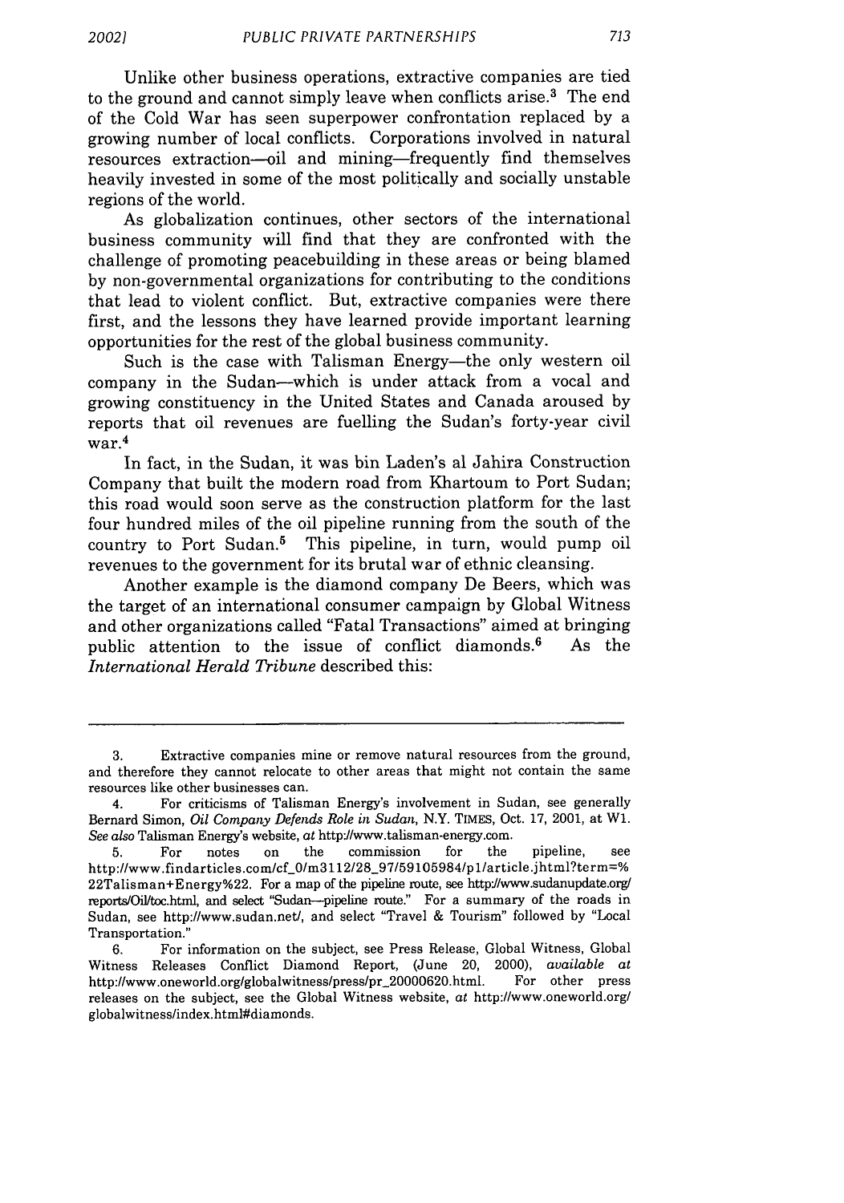Unlike other business operations, extractive companies are tied to the ground and cannot simply leave when conflicts arise.[3] The end of the Cold War has seen superpower confrontation replaced by a growing number of local conflicts. Corporations involved in natural resources extraction—oil and mining—frequently find themselves heavily invested in some of the most politically and socially unstable regions of the world.

As globalization continues, other sectors of the international business community will find that they are confronted with the challenge of promoting peacebuilding in these areas or being blamed by non-governmental organizations for contributing to the conditions that lead to violent conflict. But, extractive companies were there first, and the lessons they have learned provide important learning opportunities for the rest of the global business community.

Such is the case with Talisman Energy—the only western oil company in the Sudan—which is under attack from a vocal and growing constituency in the United States and Canada aroused by reports that oil revenues are fuelling the Sudan's forty-year civil war.[4]

In fact, in the Sudan, it was bin Laden's al Jahira Construction Company that built the modern road from Khartoum to Port Sudan; this road would soon serve as the construction platform for the last four hundred miles of the oil pipeline running from the south of the country to Port Sudan.[5] This pipeline, in turn, would pump oil revenues to the government for its brutal war of ethnic cleansing.

Another example is the diamond company De Beers, which was the target of an international consumer campaign by Global Witness and other organizations called "Fatal Transactions" aimed at bringing public attention to the issue of conflict diamonds.[6] As the *International Herald Tribune* described this:

---

3. Extractive companies mine or remove natural resources from the ground, and therefore they cannot relocate to other areas that might not contain the same resources like other businesses can.

4. For criticisms of Talisman Energy's involvement in Sudan, see generally Bernard Simon, *Oil Company Defends Role in Sudan*, N.Y. TIMES, Oct. 17, 2001, at W1. *See also* Talisman Energy's website, *at* http://www.talisman-energy.com.

5. For notes on the commission for the pipeline, see http://www.findarticles.com/cf_0/m3112/28_97/59105984/p1/article.jhtml?term=%22Talisman+Energy%22. For a map of the pipeline route, see http://www.sudanupdate.org/reports/Oil/toc.html, and select "Sudan—pipeline route." For a summary of the roads in Sudan, see http://www.sudan.net/, and select "Travel & Tourism" followed by "Local Transportation."

6. For information on the subject, see Press Release, Global Witness, Global Witness Releases Conflict Diamond Report, (June 20, 2000), *available at* http://www.oneworld.org/globalwitness/press/pr_20000620.html. For other press releases on the subject, see the Global Witness website, *at* http://www.oneworld.org/globalwitness/index.html#diamonds.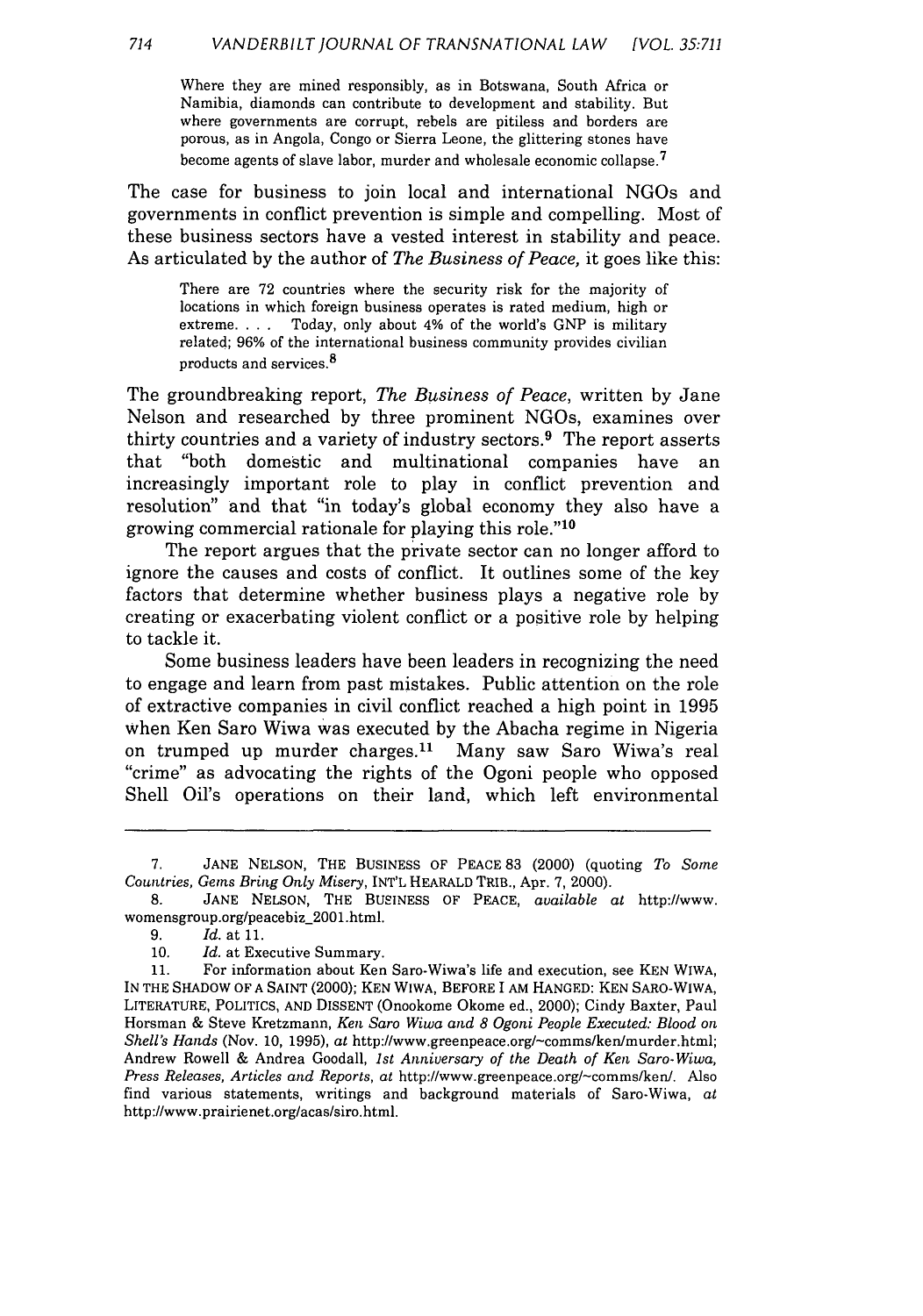> Where they are mined responsibly, as in Botswana, South Africa or Namibia, diamonds can contribute to development and stability. But where governments are corrupt, rebels are pitiless and borders are porous, as in Angola, Congo or Sierra Leone, the glittering stones have become agents of slave labor, murder and wholesale economic collapse.[7]

The case for business to join local and international NGOs and governments in conflict prevention is simple and compelling. Most of these business sectors have a vested interest in stability and peace. As articulated by the author of *The Business of Peace,* it goes like this:

> There are 72 countries where the security risk for the majority of locations in which foreign business operates is rated medium, high or extreme. . . . Today, only about 4% of the world's GNP is military related; 96% of the international business community provides civilian products and services.[8]

The groundbreaking report, *The Business of Peace*, written by Jane Nelson and researched by three prominent NGOs, examines over thirty countries and a variety of industry sectors.[9] The report asserts that "both domestic and multinational companies have an increasingly important role to play in conflict prevention and resolution" and that "in today's global economy they also have a growing commercial rationale for playing this role."[10]

The report argues that the private sector can no longer afford to ignore the causes and costs of conflict. It outlines some of the key factors that determine whether business plays a negative role by creating or exacerbating violent conflict or a positive role by helping to tackle it.

Some business leaders have been leaders in recognizing the need to engage and learn from past mistakes. Public attention on the role of extractive companies in civil conflict reached a high point in 1995 when Ken Saro Wiwa was executed by the Abacha regime in Nigeria on trumped up murder charges.[11] Many saw Saro Wiwa's real "crime" as advocating the rights of the Ogoni people who opposed Shell Oil's operations on their land, which left environmental

---

7. JANE NELSON, THE BUSINESS OF PEACE 83 (2000) (quoting *To Some Countries, Gems Bring Only Misery*, INT'L HEARALD TRIB., Apr. 7, 2000).

8. JANE NELSON, THE BUSINESS OF PEACE, *available at* http://www.womensgroup.org/peacebiz_2001.html.

9. *Id.* at 11.

10. *Id.* at Executive Summary.

11. For information about Ken Saro-Wiwa's life and execution, see KEN WIWA, IN THE SHADOW OF A SAINT (2000); KEN WIWA, BEFORE I AM HANGED: KEN SARO-WIWA, LITERATURE, POLITICS, AND DISSENT (Onookome Okome ed., 2000); Cindy Baxter, Paul Horsman & Steve Kretzmann, *Ken Saro Wiwa and 8 Ogoni People Executed: Blood on Shell's Hands* (Nov. 10, 1995), *at* http://www.greenpeace.org/~comms/ken/murder.html; Andrew Rowell & Andrea Goodall, *1st Anniversary of the Death of Ken Saro-Wiwa, Press Releases, Articles and Reports*, *at* http://www.greenpeace.org/~comms/ken/. Also find various statements, writings and background materials of Saro-Wiwa, *at* http://www.prairienet.org/acas/siro.html.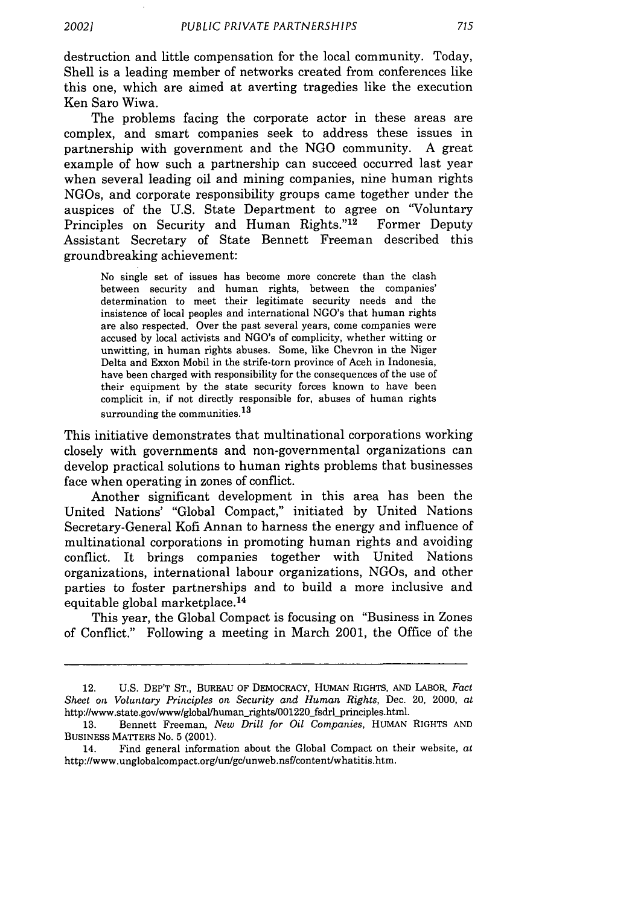destruction and little compensation for the local community. Today, Shell is a leading member of networks created from conferences like this one, which are aimed at averting tragedies like the execution Ken Saro Wiwa.

The problems facing the corporate actor in these areas are complex, and smart companies seek to address these issues in partnership with government and the NGO community. A great example of how such a partnership can succeed occurred last year when several leading oil and mining companies, nine human rights NGOs, and corporate responsibility groups came together under the auspices of the U.S. State Department to agree on "Voluntary Principles on Security and Human Rights."[12] Former Deputy Assistant Secretary of State Bennett Freeman described this groundbreaking achievement:

> No single set of issues has become more concrete than the clash between security and human rights, between the companies' determination to meet their legitimate security needs and the insistence of local peoples and international NGO's that human rights are also respected. Over the past several years, come companies were accused by local activists and NGO's of complicity, whether witting or unwitting, in human rights abuses. Some, like Chevron in the Niger Delta and Exxon Mobil in the strife-torn province of Aceh in Indonesia, have been charged with responsibility for the consequences of the use of their equipment by the state security forces known to have been complicit in, if not directly responsible for, abuses of human rights surrounding the communities.[13]

This initiative demonstrates that multinational corporations working closely with governments and non-governmental organizations can develop practical solutions to human rights problems that businesses face when operating in zones of conflict.

Another significant development in this area has been the United Nations' "Global Compact," initiated by United Nations Secretary-General Kofi Annan to harness the energy and influence of multinational corporations in promoting human rights and avoiding conflict. It brings companies together with United Nations organizations, international labour organizations, NGOs, and other parties to foster partnerships and to build a more inclusive and equitable global marketplace.[14]

This year, the Global Compact is focusing on "Business in Zones of Conflict." Following a meeting in March 2001, the Office of the

---

12. U.S. DEP'T ST., BUREAU OF DEMOCRACY, HUMAN RIGHTS, AND LABOR, *Fact Sheet on Voluntary Principles on Security and Human Rights*, Dec. 20, 2000, *at* http://www.state.gov/www/global/human_rights/001220_fsdrl_principles.html.

13. Bennett Freeman, *New Drill for Oil Companies*, HUMAN RIGHTS AND BUSINESS MATTERS No. 5 (2001).

14. Find general information about the Global Compact on their website, *at* http://www.unglobalcompact.org/un/gc/unweb.nsf/content/whatitis.htm.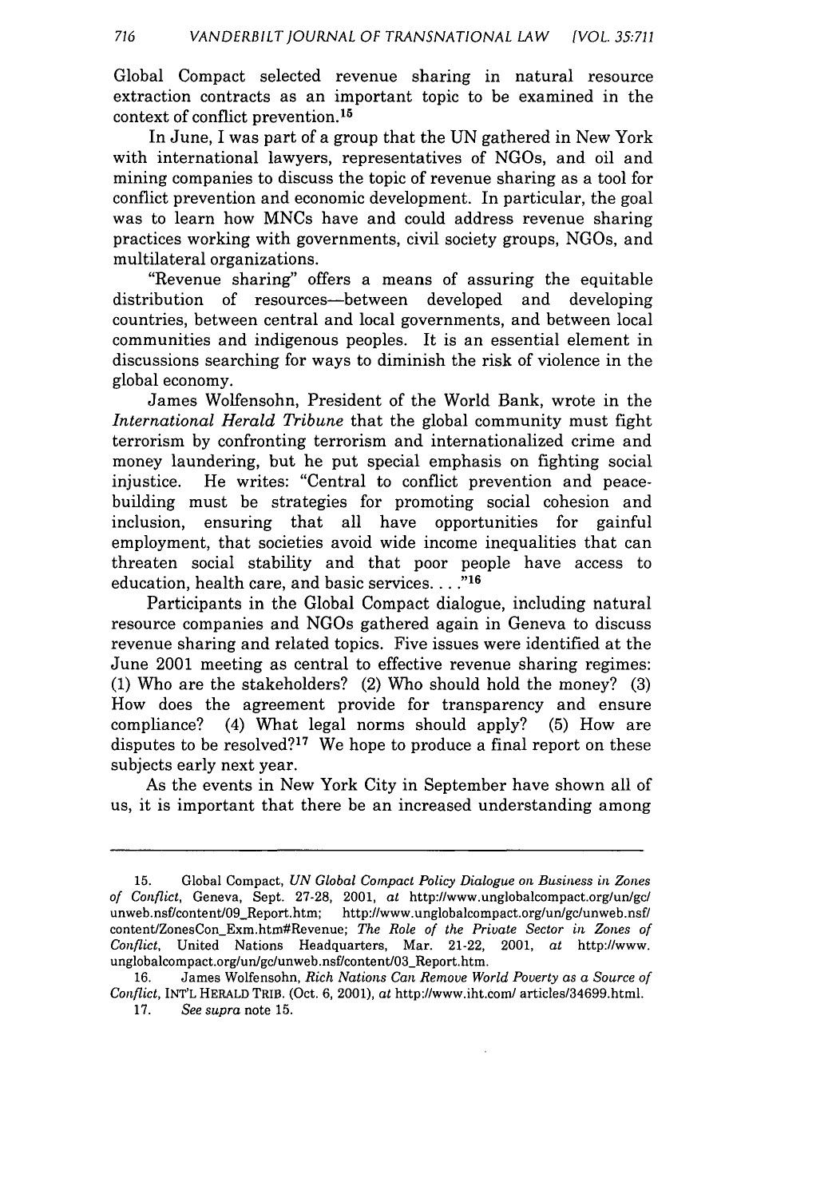Global Compact selected revenue sharing in natural resource extraction contracts as an important topic to be examined in the context of conflict prevention.[15]

In June, I was part of a group that the UN gathered in New York with international lawyers, representatives of NGOs, and oil and mining companies to discuss the topic of revenue sharing as a tool for conflict prevention and economic development. In particular, the goal was to learn how MNCs have and could address revenue sharing practices working with governments, civil society groups, NGOs, and multilateral organizations.

"Revenue sharing" offers a means of assuring the equitable distribution of resources—between developed and developing countries, between central and local governments, and between local communities and indigenous peoples. It is an essential element in discussions searching for ways to diminish the risk of violence in the global economy.

James Wolfensohn, President of the World Bank, wrote in the *International Herald Tribune* that the global community must fight terrorism by confronting terrorism and internationalized crime and money laundering, but he put special emphasis on fighting social injustice. He writes: "Central to conflict prevention and peace-building must be strategies for promoting social cohesion and inclusion, ensuring that all have opportunities for gainful employment, that societies avoid wide income inequalities that can threaten social stability and that poor people have access to education, health care, and basic services. . . ."[16]

Participants in the Global Compact dialogue, including natural resource companies and NGOs gathered again in Geneva to discuss revenue sharing and related topics. Five issues were identified at the June 2001 meeting as central to effective revenue sharing regimes: (1) Who are the stakeholders? (2) Who should hold the money? (3) How does the agreement provide for transparency and ensure compliance? (4) What legal norms should apply? (5) How are disputes to be resolved?[17] We hope to produce a final report on these subjects early next year.

As the events in New York City in September have shown all of us, it is important that there be an increased understanding among

---

15. Global Compact, *UN Global Compact Policy Dialogue on Business in Zones of Conflict*, Geneva, Sept. 27-28, 2001, *at* http://www.unglobalcompact.org/un/gc/unweb.nsf/content/09_Report.htm; http://www.unglobalcompact.org/un/gc/unweb.nsf/content/ZonesCon_Exm.htm#Revenue; *The Role of the Private Sector in Zones of Conflict*, United Nations Headquarters, Mar. 21-22, 2001, *at* http://www.unglobalcompact.org/un/gc/unweb.nsf/content/03_Report.htm.

16. James Wolfensohn, *Rich Nations Can Remove World Poverty as a Source of Conflict*, INT'L HERALD TRIB. (Oct. 6, 2001), *at* http://www.iht.com/ articles/34699.html.

17. *See supra* note 15.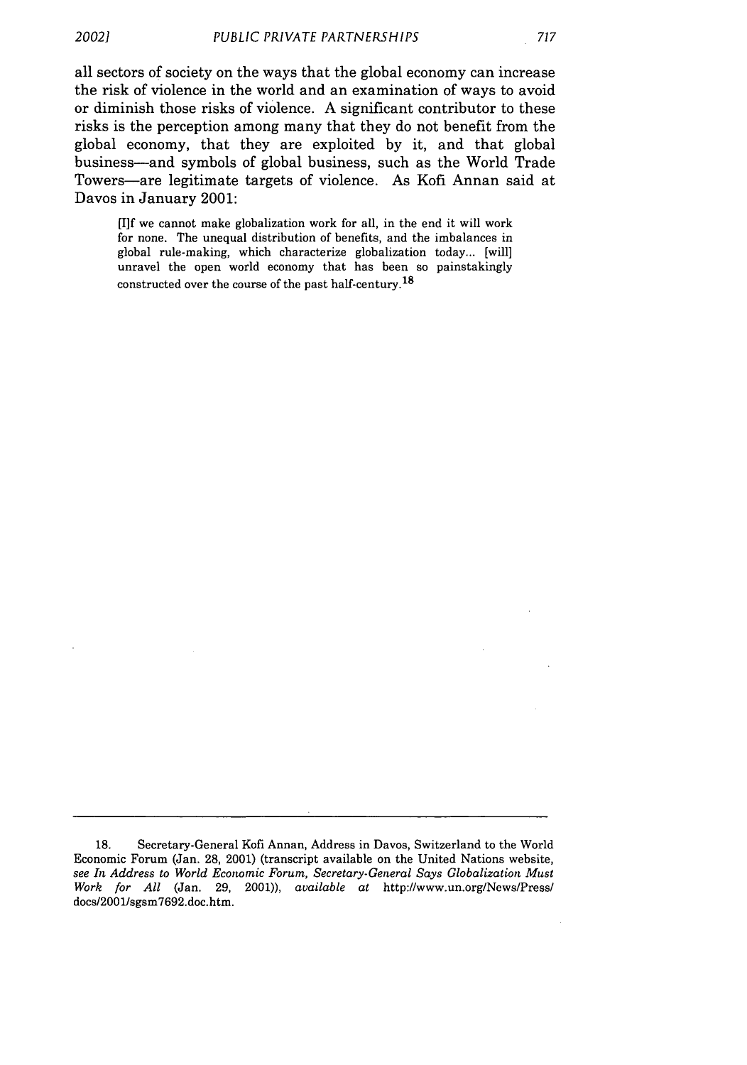all sectors of society on the ways that the global economy can increase the risk of violence in the world and an examination of ways to avoid or diminish those risks of violence. A significant contributor to these risks is the perception among many that they do not benefit from the global economy, that they are exploited by it, and that global business—and symbols of global business, such as the World Trade Towers—are legitimate targets of violence. As Kofi Annan said at Davos in January 2001:

> [I]f we cannot make globalization work for all, in the end it will work for none. The unequal distribution of benefits, and the imbalances in global rule-making, which characterize globalization today... [will] unravel the open world economy that has been so painstakingly constructed over the course of the past half-century.[18]

---

18. Secretary-General Kofi Annan, Address in Davos, Switzerland to the World Economic Forum (Jan. 28, 2001) (transcript available on the United Nations website, *see In Address to World Economic Forum, Secretary-General Says Globalization Must Work for All* (Jan. 29, 2001)), *available at* http://www.un.org/News/Press/docs/2001/sgsm7692.doc.htm.